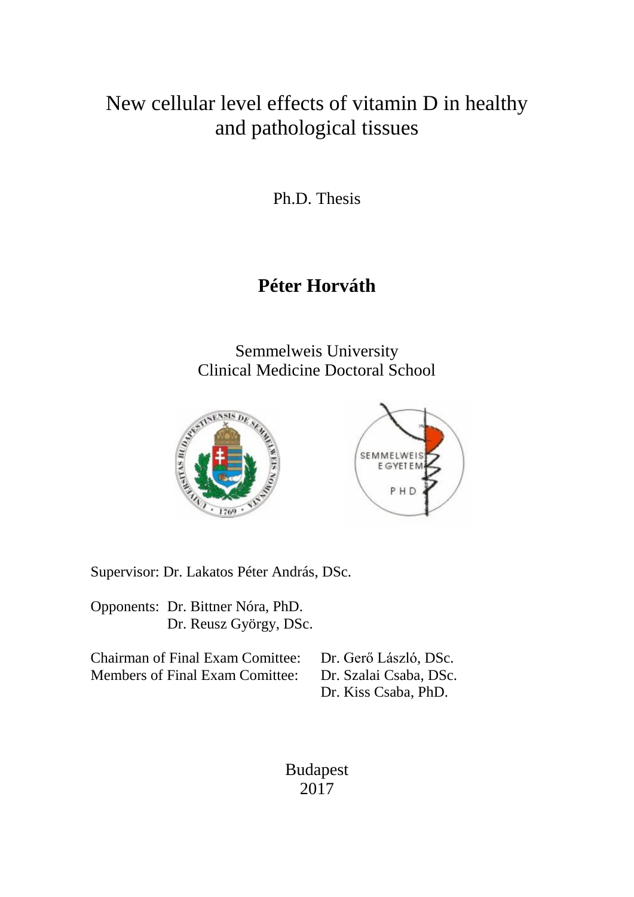# New cellular level effects of vitamin D in healthy and pathological tissues

Ph.D. Thesis

**Péter Horváth**

Semmelweis University
Clinical Medicine Doctoral School

Supervisor: Dr. Lakatos Péter András, DSc.

Opponents: Dr. Bittner Nóra, PhD.
Dr. Reusz György, DSc.

Chairman of Final Exam Comittee: Dr. Gerő László, DSc.
Members of Final Exam Comittee: Dr. Szalai Csaba, DSc.
Dr. Kiss Csaba, PhD.

Budapest
2017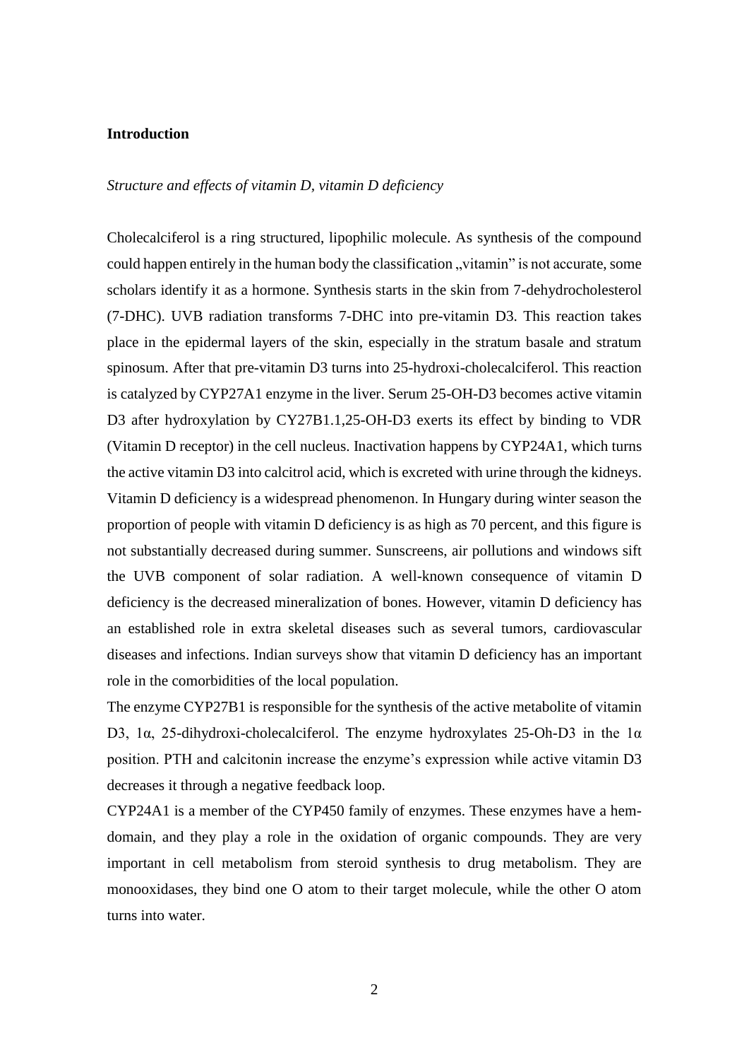**Introduction**

*Structure and effects of vitamin D, vitamin D deficiency*

Cholecalciferol is a ring structured, lipophilic molecule. As synthesis of the compound could happen entirely in the human body the classification „vitamin" is not accurate, some scholars identify it as a hormone. Synthesis starts in the skin from 7-dehydrocholesterol (7-DHC). UVB radiation transforms 7-DHC into pre-vitamin D3. This reaction takes place in the epidermal layers of the skin, especially in the stratum basale and stratum spinosum. After that pre-vitamin D3 turns into 25-hydroxi-cholecalciferol. This reaction is catalyzed by CYP27A1 enzyme in the liver. Serum 25-OH-D3 becomes active vitamin D3 after hydroxylation by CY27B1.1,25-OH-D3 exerts its effect by binding to VDR (Vitamin D receptor) in the cell nucleus. Inactivation happens by CYP24A1, which turns the active vitamin D3 into calcitrol acid, which is excreted with urine through the kidneys. Vitamin D deficiency is a widespread phenomenon. In Hungary during winter season the proportion of people with vitamin D deficiency is as high as 70 percent, and this figure is not substantially decreased during summer. Sunscreens, air pollutions and windows sift the UVB component of solar radiation. A well-known consequence of vitamin D deficiency is the decreased mineralization of bones. However, vitamin D deficiency has an established role in extra skeletal diseases such as several tumors, cardiovascular diseases and infections. Indian surveys show that vitamin D deficiency has an important role in the comorbidities of the local population.

The enzyme CYP27B1 is responsible for the synthesis of the active metabolite of vitamin D3, 1α, 25-dihydroxi-cholecalciferol. The enzyme hydroxylates 25-Oh-D3 in the 1α position. PTH and calcitonin increase the enzyme's expression while active vitamin D3 decreases it through a negative feedback loop.

CYP24A1 is a member of the CYP450 family of enzymes. These enzymes have a hem-domain, and they play a role in the oxidation of organic compounds. They are very important in cell metabolism from steroid synthesis to drug metabolism. They are monooxidases, they bind one O atom to their target molecule, while the other O atom turns into water.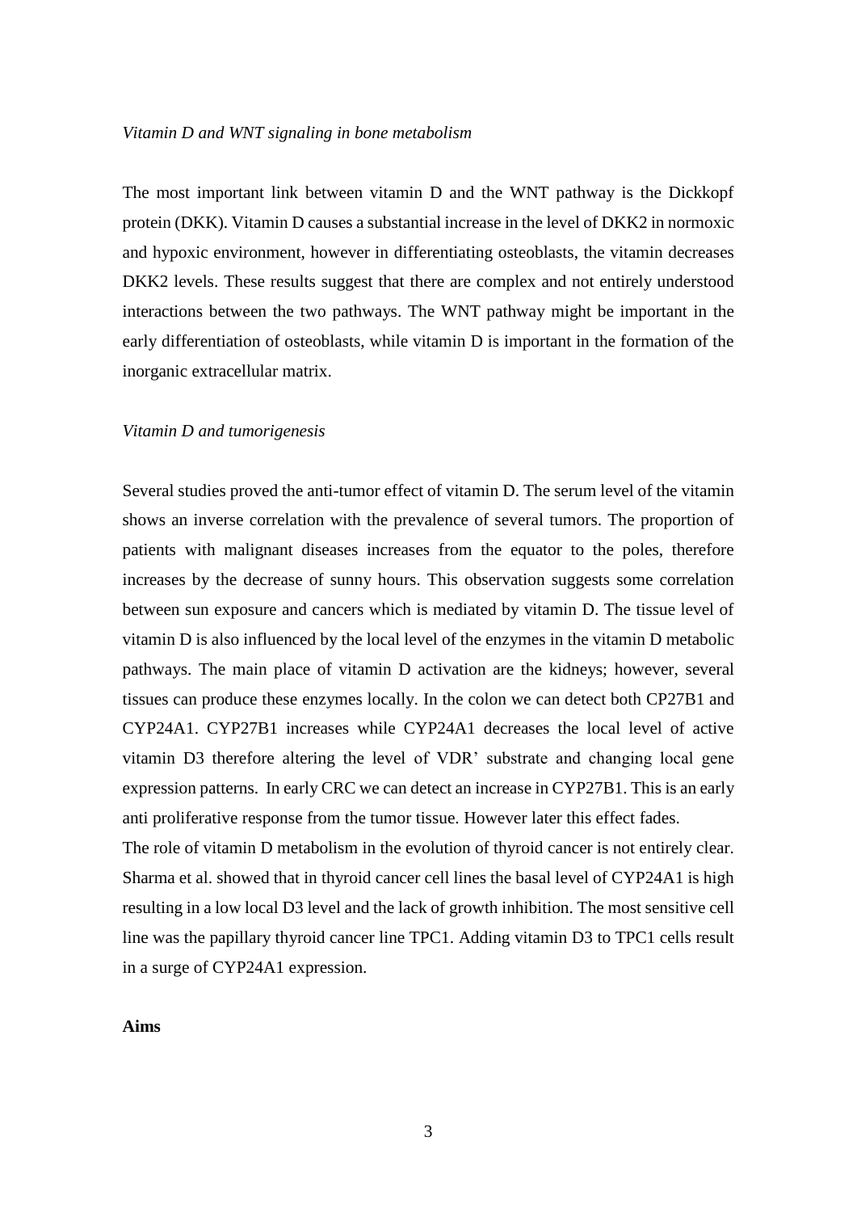*Vitamin D and WNT signaling in bone metabolism*

The most important link between vitamin D and the WNT pathway is the Dickkopf protein (DKK). Vitamin D causes a substantial increase in the level of DKK2 in normoxic and hypoxic environment, however in differentiating osteoblasts, the vitamin decreases DKK2 levels. These results suggest that there are complex and not entirely understood interactions between the two pathways. The WNT pathway might be important in the early differentiation of osteoblasts, while vitamin D is important in the formation of the inorganic extracellular matrix.

*Vitamin D and tumorigenesis*

Several studies proved the anti-tumor effect of vitamin D. The serum level of the vitamin shows an inverse correlation with the prevalence of several tumors. The proportion of patients with malignant diseases increases from the equator to the poles, therefore increases by the decrease of sunny hours. This observation suggests some correlation between sun exposure and cancers which is mediated by vitamin D. The tissue level of vitamin D is also influenced by the local level of the enzymes in the vitamin D metabolic pathways. The main place of vitamin D activation are the kidneys; however, several tissues can produce these enzymes locally. In the colon we can detect both CP27B1 and CYP24A1. CYP27B1 increases while CYP24A1 decreases the local level of active vitamin D3 therefore altering the level of VDR' substrate and changing local gene expression patterns. In early CRC we can detect an increase in CYP27B1. This is an early anti proliferative response from the tumor tissue. However later this effect fades.

The role of vitamin D metabolism in the evolution of thyroid cancer is not entirely clear. Sharma et al. showed that in thyroid cancer cell lines the basal level of CYP24A1 is high resulting in a low local D3 level and the lack of growth inhibition. The most sensitive cell line was the papillary thyroid cancer line TPC1. Adding vitamin D3 to TPC1 cells result in a surge of CYP24A1 expression.

**Aims**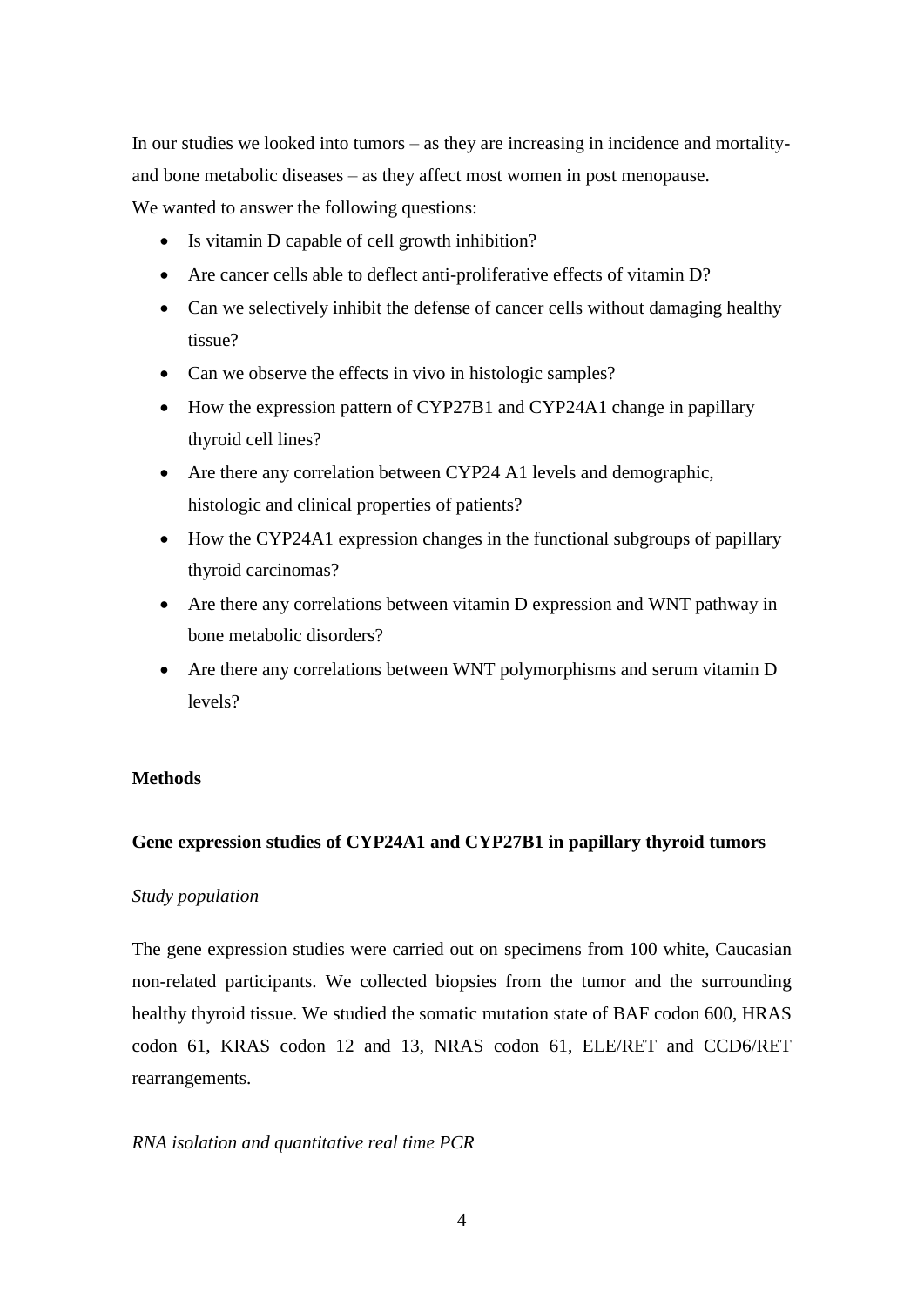In our studies we looked into tumors – as they are increasing in incidence and mortality- and bone metabolic diseases – as they affect most women in post menopause.
We wanted to answer the following questions:

- Is vitamin D capable of cell growth inhibition?
- Are cancer cells able to deflect anti-proliferative effects of vitamin D?
- Can we selectively inhibit the defense of cancer cells without damaging healthy tissue?
- Can we observe the effects in vivo in histologic samples?
- How the expression pattern of CYP27B1 and CYP24A1 change in papillary thyroid cell lines?
- Are there any correlation between CYP24 A1 levels and demographic, histologic and clinical properties of patients?
- How the CYP24A1 expression changes in the functional subgroups of papillary thyroid carcinomas?
- Are there any correlations between vitamin D expression and WNT pathway in bone metabolic disorders?
- Are there any correlations between WNT polymorphisms and serum vitamin D levels?

## Methods

### Gene expression studies of CYP24A1 and CYP27B1 in papillary thyroid tumors

*Study population*

The gene expression studies were carried out on specimens from 100 white, Caucasian non-related participants. We collected biopsies from the tumor and the surrounding healthy thyroid tissue. We studied the somatic mutation state of BAF codon 600, HRAS codon 61, KRAS codon 12 and 13, NRAS codon 61, ELE/RET and CCD6/RET rearrangements.

*RNA isolation and quantitative real time PCR*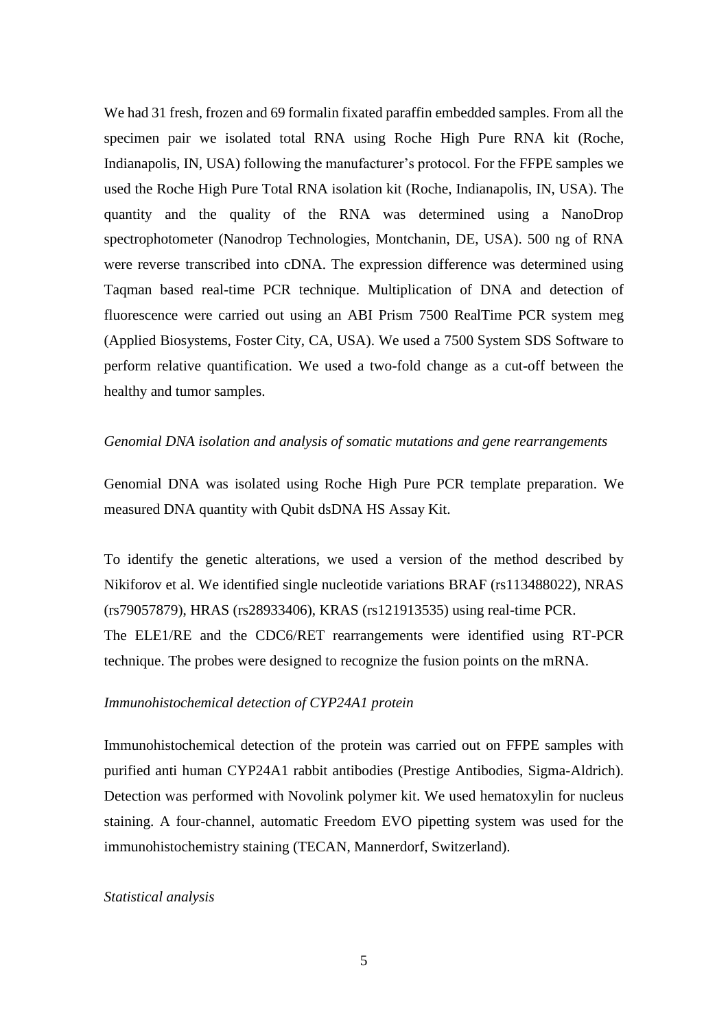We had 31 fresh, frozen and 69 formalin fixated paraffin embedded samples. From all the specimen pair we isolated total RNA using Roche High Pure RNA kit (Roche, Indianapolis, IN, USA) following the manufacturer's protocol. For the FFPE samples we used the Roche High Pure Total RNA isolation kit (Roche, Indianapolis, IN, USA). The quantity and the quality of the RNA was determined using a NanoDrop spectrophotometer (Nanodrop Technologies, Montchanin, DE, USA). 500 ng of RNA were reverse transcribed into cDNA. The expression difference was determined using Taqman based real-time PCR technique. Multiplication of DNA and detection of fluorescence were carried out using an ABI Prism 7500 RealTime PCR system meg (Applied Biosystems, Foster City, CA, USA). We used a 7500 System SDS Software to perform relative quantification. We used a two-fold change as a cut-off between the healthy and tumor samples.

*Genomial DNA isolation and analysis of somatic mutations and gene rearrangements*

Genomial DNA was isolated using Roche High Pure PCR template preparation. We measured DNA quantity with Qubit dsDNA HS Assay Kit.

To identify the genetic alterations, we used a version of the method described by Nikiforov et al. We identified single nucleotide variations BRAF (rs113488022), NRAS (rs79057879), HRAS (rs28933406), KRAS (rs121913535) using real-time PCR.
The ELE1/RE and the CDC6/RET rearrangements were identified using RT-PCR technique. The probes were designed to recognize the fusion points on the mRNA.

*Immunohistochemical detection of CYP24A1 protein*

Immunohistochemical detection of the protein was carried out on FFPE samples with purified anti human CYP24A1 rabbit antibodies (Prestige Antibodies, Sigma-Aldrich). Detection was performed with Novolink polymer kit. We used hematoxylin for nucleus staining. A four-channel, automatic Freedom EVO pipetting system was used for the immunohistochemistry staining (TECAN, Mannerdorf, Switzerland).

*Statistical analysis*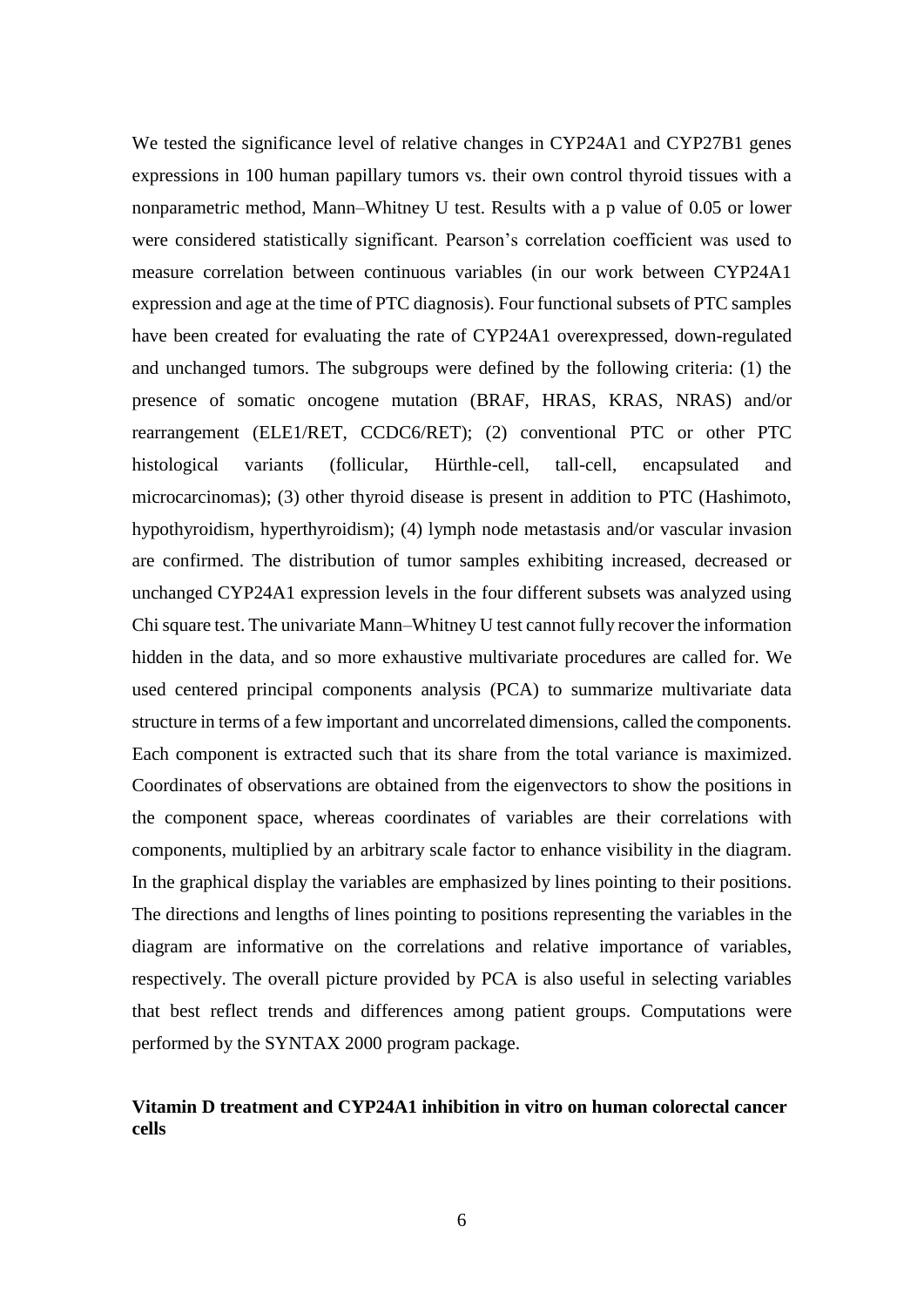We tested the significance level of relative changes in CYP24A1 and CYP27B1 genes expressions in 100 human papillary tumors vs. their own control thyroid tissues with a nonparametric method, Mann–Whitney U test. Results with a p value of 0.05 or lower were considered statistically significant. Pearson's correlation coefficient was used to measure correlation between continuous variables (in our work between CYP24A1 expression and age at the time of PTC diagnosis). Four functional subsets of PTC samples have been created for evaluating the rate of CYP24A1 overexpressed, down-regulated and unchanged tumors. The subgroups were defined by the following criteria: (1) the presence of somatic oncogene mutation (BRAF, HRAS, KRAS, NRAS) and/or rearrangement (ELE1/RET, CCDC6/RET); (2) conventional PTC or other PTC histological variants (follicular, Hürthle-cell, tall-cell, encapsulated and microcarcinomas); (3) other thyroid disease is present in addition to PTC (Hashimoto, hypothyroidism, hyperthyroidism); (4) lymph node metastasis and/or vascular invasion are confirmed. The distribution of tumor samples exhibiting increased, decreased or unchanged CYP24A1 expression levels in the four different subsets was analyzed using Chi square test. The univariate Mann–Whitney U test cannot fully recover the information hidden in the data, and so more exhaustive multivariate procedures are called for. We used centered principal components analysis (PCA) to summarize multivariate data structure in terms of a few important and uncorrelated dimensions, called the components. Each component is extracted such that its share from the total variance is maximized. Coordinates of observations are obtained from the eigenvectors to show the positions in the component space, whereas coordinates of variables are their correlations with components, multiplied by an arbitrary scale factor to enhance visibility in the diagram. In the graphical display the variables are emphasized by lines pointing to their positions. The directions and lengths of lines pointing to positions representing the variables in the diagram are informative on the correlations and relative importance of variables, respectively. The overall picture provided by PCA is also useful in selecting variables that best reflect trends and differences among patient groups. Computations were performed by the SYNTAX 2000 program package.

### Vitamin D treatment and CYP24A1 inhibition in vitro on human colorectal cancer cells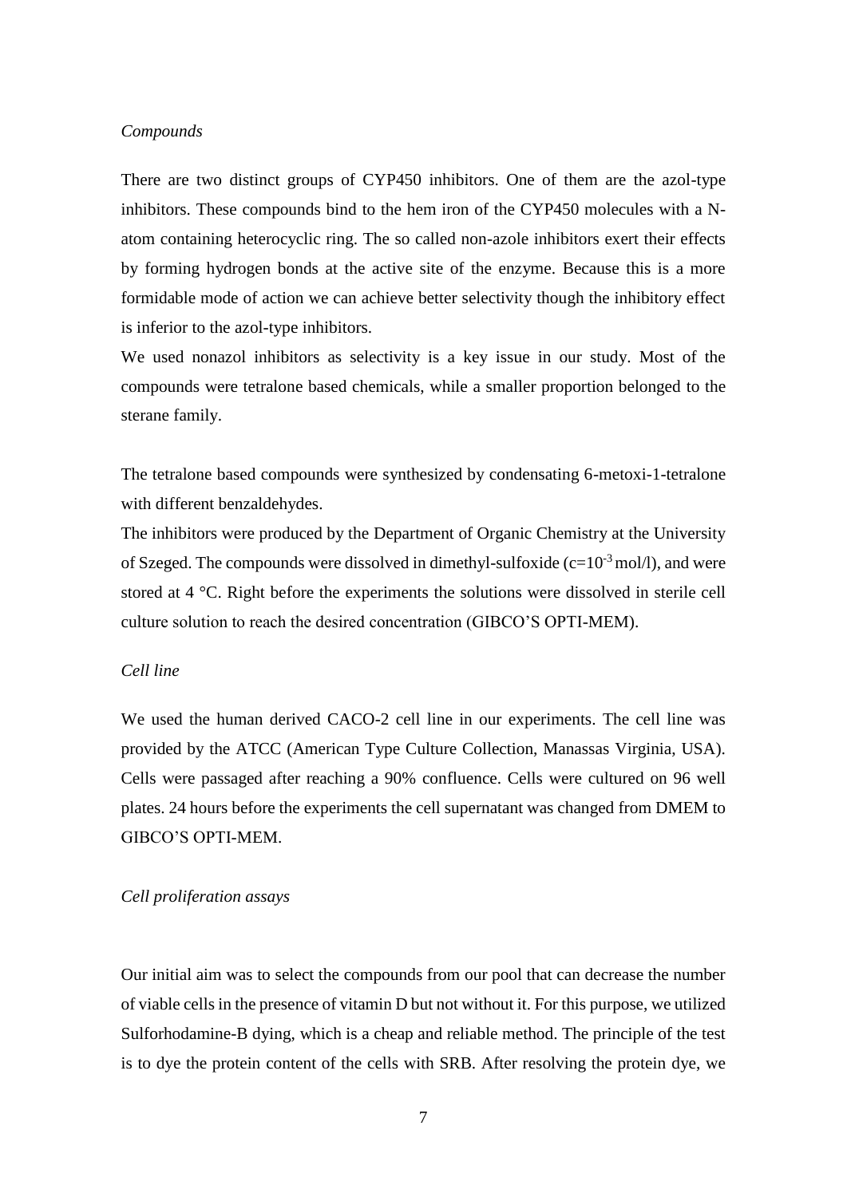*Compounds*

There are two distinct groups of CYP450 inhibitors. One of them are the azol-type inhibitors. These compounds bind to the hem iron of the CYP450 molecules with a N-atom containing heterocyclic ring. The so called non-azole inhibitors exert their effects by forming hydrogen bonds at the active site of the enzyme. Because this is a more formidable mode of action we can achieve better selectivity though the inhibitory effect is inferior to the azol-type inhibitors.

We used nonazol inhibitors as selectivity is a key issue in our study. Most of the compounds were tetralone based chemicals, while a smaller proportion belonged to the sterane family.

The tetralone based compounds were synthesized by condensating 6-metoxi-1-tetralone with different benzaldehydes.

The inhibitors were produced by the Department of Organic Chemistry at the University of Szeged. The compounds were dissolved in dimethyl-sulfoxide ($c=10^{-3}$ mol/l), and were stored at 4 °C. Right before the experiments the solutions were dissolved in sterile cell culture solution to reach the desired concentration (GIBCO'S OPTI-MEM).

*Cell line*

We used the human derived CACO-2 cell line in our experiments. The cell line was provided by the ATCC (American Type Culture Collection, Manassas Virginia, USA). Cells were passaged after reaching a 90% confluence. Cells were cultured on 96 well plates. 24 hours before the experiments the cell supernatant was changed from DMEM to GIBCO'S OPTI-MEM.

*Cell proliferation assays*

Our initial aim was to select the compounds from our pool that can decrease the number of viable cells in the presence of vitamin D but not without it. For this purpose, we utilized Sulforhodamine-B dying, which is a cheap and reliable method. The principle of the test is to dye the protein content of the cells with SRB. After resolving the protein dye, we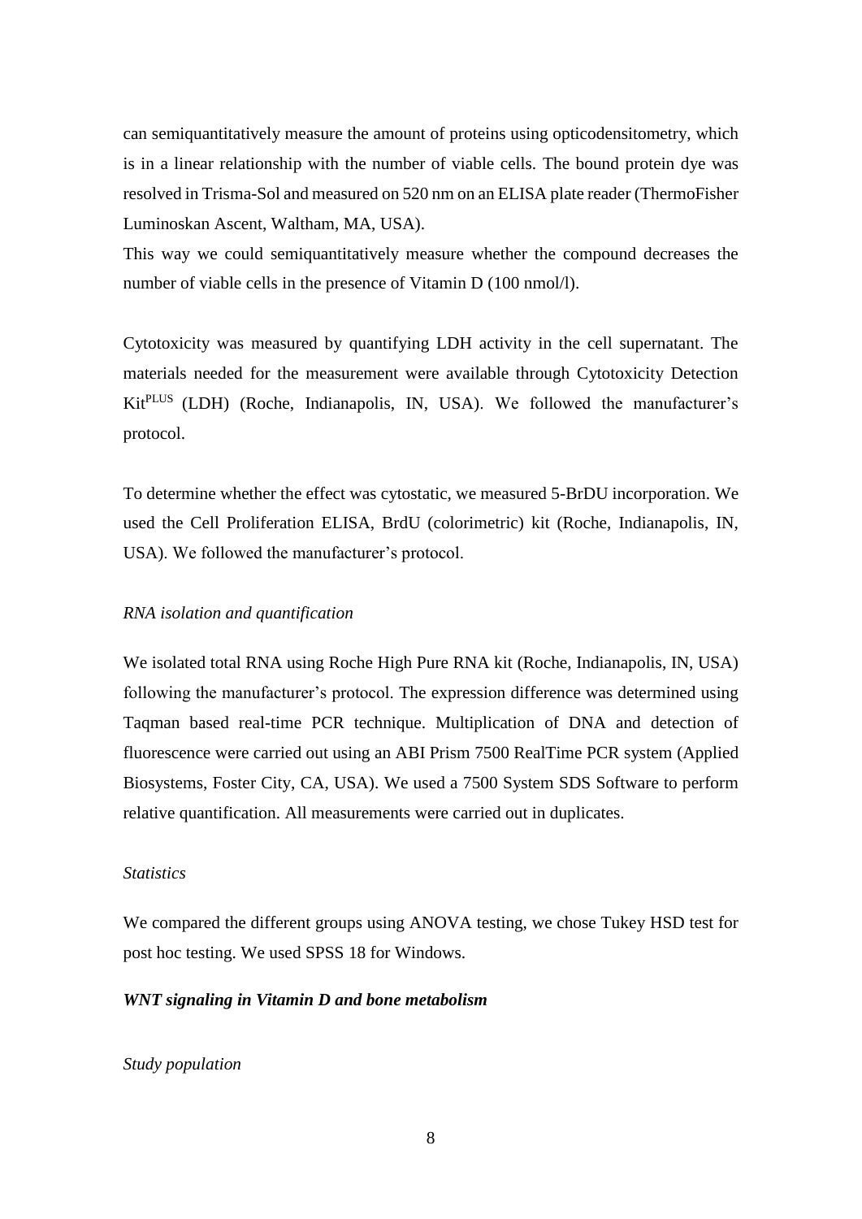can semiquantitatively measure the amount of proteins using opticodensitometry, which is in a linear relationship with the number of viable cells. The bound protein dye was resolved in Trisma-Sol and measured on 520 nm on an ELISA plate reader (ThermoFisher Luminoskan Ascent, Waltham, MA, USA).

This way we could semiquantitatively measure whether the compound decreases the number of viable cells in the presence of Vitamin D (100 nmol/l).

Cytotoxicity was measured by quantifying LDH activity in the cell supernatant. The materials needed for the measurement were available through Cytotoxicity Detection Kit$^{PLUS}$ (LDH) (Roche, Indianapolis, IN, USA). We followed the manufacturer's protocol.

To determine whether the effect was cytostatic, we measured 5-BrDU incorporation. We used the Cell Proliferation ELISA, BrdU (colorimetric) kit (Roche, Indianapolis, IN, USA). We followed the manufacturer's protocol.

*RNA isolation and quantification*

We isolated total RNA using Roche High Pure RNA kit (Roche, Indianapolis, IN, USA) following the manufacturer's protocol. The expression difference was determined using Taqman based real-time PCR technique. Multiplication of DNA and detection of fluorescence were carried out using an ABI Prism 7500 RealTime PCR system (Applied Biosystems, Foster City, CA, USA). We used a 7500 System SDS Software to perform relative quantification. All measurements were carried out in duplicates.

*Statistics*

We compared the different groups using ANOVA testing, we chose Tukey HSD test for post hoc testing. We used SPSS 18 for Windows.

***WNT signaling in Vitamin D and bone metabolism***

*Study population*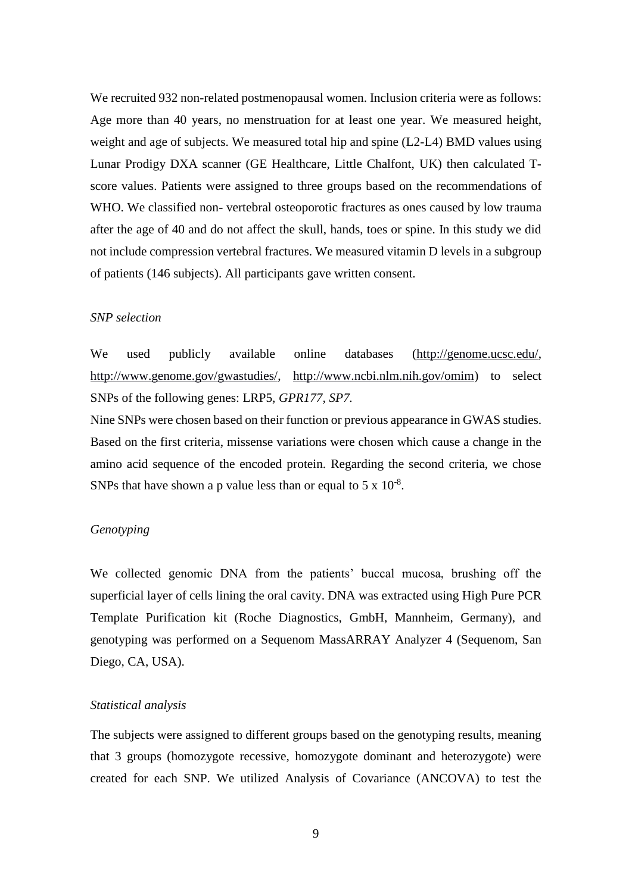We recruited 932 non-related postmenopausal women. Inclusion criteria were as follows: Age more than 40 years, no menstruation for at least one year. We measured height, weight and age of subjects. We measured total hip and spine (L2-L4) BMD values using Lunar Prodigy DXA scanner (GE Healthcare, Little Chalfont, UK) then calculated T-score values. Patients were assigned to three groups based on the recommendations of WHO. We classified non- vertebral osteoporotic fractures as ones caused by low trauma after the age of 40 and do not affect the skull, hands, toes or spine. In this study we did not include compression vertebral fractures. We measured vitamin D levels in a subgroup of patients (146 subjects). All participants gave written consent.

*SNP selection*

We used publicly available online databases (http://genome.ucsc.edu/, http://www.genome.gov/gwastudies/, http://www.ncbi.nlm.nih.gov/omim) to select SNPs of the following genes: LRP5, *GPR177, SP7.*

Nine SNPs were chosen based on their function or previous appearance in GWAS studies. Based on the first criteria, missense variations were chosen which cause a change in the amino acid sequence of the encoded protein. Regarding the second criteria, we chose SNPs that have shown a p value less than or equal to $5 \times 10^{-8}$.

*Genotyping*

We collected genomic DNA from the patients' buccal mucosa, brushing off the superficial layer of cells lining the oral cavity. DNA was extracted using High Pure PCR Template Purification kit (Roche Diagnostics, GmbH, Mannheim, Germany), and genotyping was performed on a Sequenom MassARRAY Analyzer 4 (Sequenom, San Diego, CA, USA).

*Statistical analysis*

The subjects were assigned to different groups based on the genotyping results, meaning that 3 groups (homozygote recessive, homozygote dominant and heterozygote) were created for each SNP. We utilized Analysis of Covariance (ANCOVA) to test the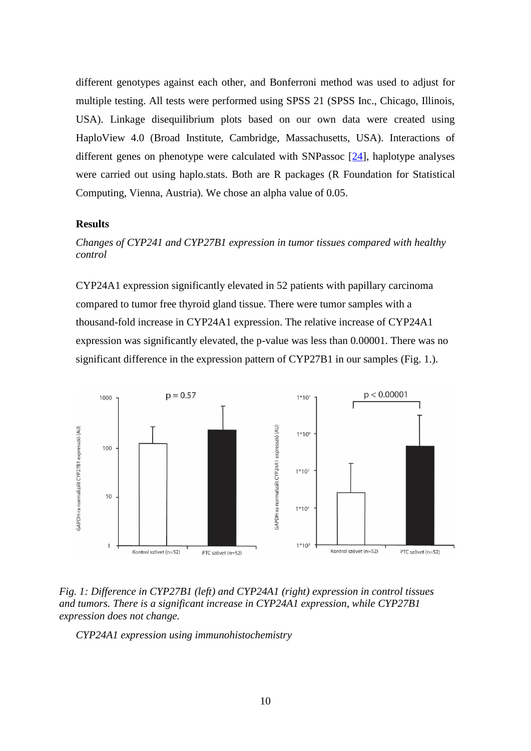different genotypes against each other, and Bonferroni method was used to adjust for multiple testing. All tests were performed using SPSS 21 (SPSS Inc., Chicago, Illinois, USA). Linkage disequilibrium plots based on our own data were created using HaploView 4.0 (Broad Institute, Cambridge, Massachusetts, USA). Interactions of different genes on phenotype were calculated with SNPassoc [24], haplotype analyses were carried out using haplo.stats. Both are R packages (R Foundation for Statistical Computing, Vienna, Austria). We chose an alpha value of 0.05.

## Results

*Changes of CYP241 and CYP27B1 expression in tumor tissues compared with healthy control*

CYP24A1 expression significantly elevated in 52 patients with papillary carcinoma compared to tumor free thyroid gland tissue. There were tumor samples with a thousand-fold increase in CYP24A1 expression. The relative increase of CYP24A1 expression was significantly elevated, the p-value was less than 0.00001. There was no significant difference in the expression pattern of CYP27B1 in our samples (Fig. 1.).

*Fig. 1: Difference in CYP27B1 (left) and CYP24A1 (right) expression in control tissues and tumors. There is a significant increase in CYP24A1 expression, while CYP27B1 expression does not change.*

*CYP24A1 expression using immunohistochemistry*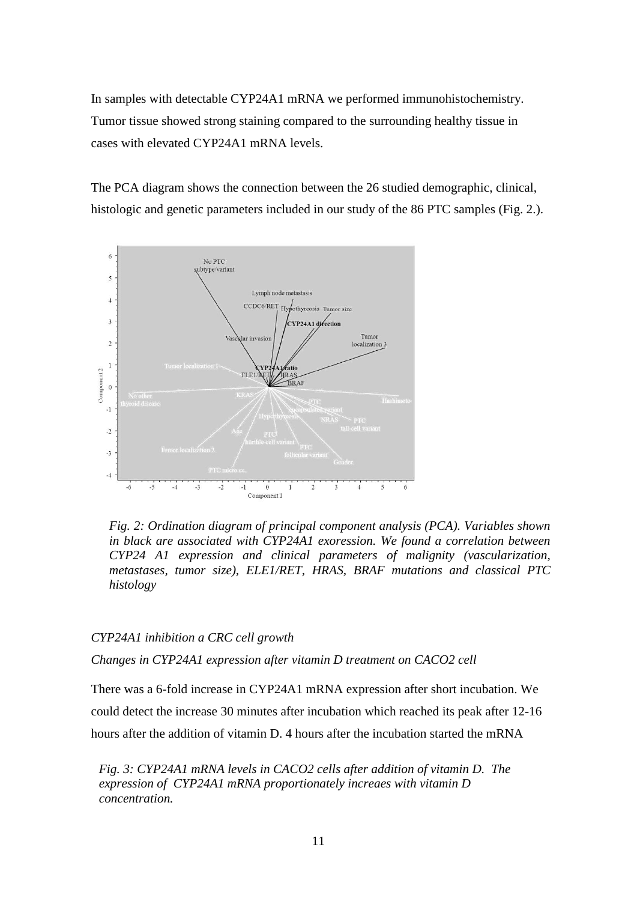In samples with detectable CYP24A1 mRNA we performed immunohistochemistry. Tumor tissue showed strong staining compared to the surrounding healthy tissue in cases with elevated CYP24A1 mRNA levels.

The PCA diagram shows the connection between the 26 studied demographic, clinical, histologic and genetic parameters included in our study of the 86 PTC samples (Fig. 2.).

*Fig. 2: Ordination diagram of principal component analysis (PCA). Variables shown in black are associated with CYP24A1 exoression. We found a correlation between CYP24 A1 expression and clinical parameters of malignity (vascularization, metastases, tumor size), ELE1/RET, HRAS, BRAF mutations and classical PTC histology*

*CYP24A1 inhibition a CRC cell growth*

*Changes in CYP24A1 expression after vitamin D treatment on CACO2 cell*

There was a 6-fold increase in CYP24A1 mRNA expression after short incubation. We could detect the increase 30 minutes after incubation which reached its peak after 12-16 hours after the addition of vitamin D. 4 hours after the incubation started the mRNA

*Fig. 3: CYP24A1 mRNA levels in CACO2 cells after addition of vitamin D. The expression of CYP24A1 mRNA proportionately increaes with vitamin D concentration.*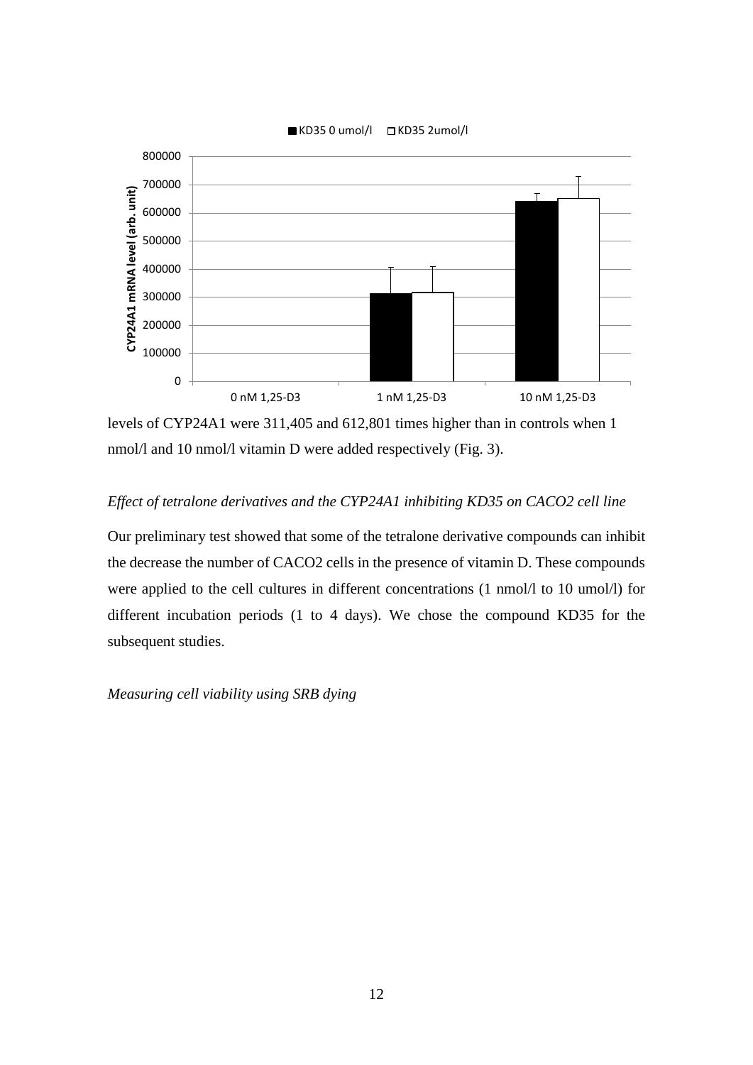levels of CYP24A1 were 311,405 and 612,801 times higher than in controls when 1 nmol/l and 10 nmol/l vitamin D were added respectively (Fig. 3).

*Effect of tetralone derivatives and the CYP24A1 inhibiting KD35 on CACO2 cell line*

Our preliminary test showed that some of the tetralone derivative compounds can inhibit the decrease the number of CACO2 cells in the presence of vitamin D. These compounds were applied to the cell cultures in different concentrations (1 nmol/l to 10 umol/l) for different incubation periods (1 to 4 days). We chose the compound KD35 for the subsequent studies.

*Measuring cell viability using SRB dying*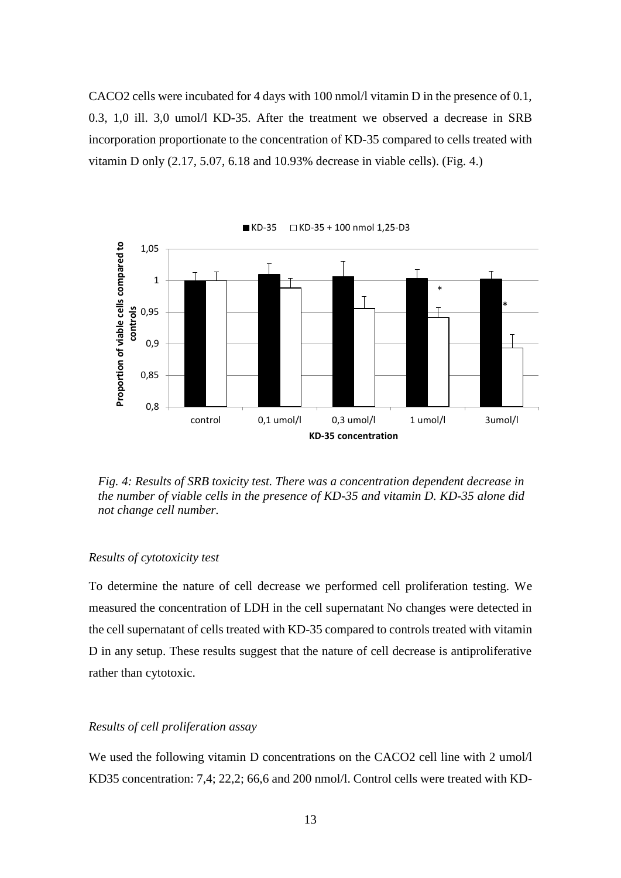CACO2 cells were incubated for 4 days with 100 nmol/l vitamin D in the presence of 0.1, 0.3, 1,0 ill. 3,0 umol/l KD-35. After the treatment we observed a decrease in SRB incorporation proportionate to the concentration of KD-35 compared to cells treated with vitamin D only (2.17, 5.07, 6.18 and 10.93% decrease in viable cells). (Fig. 4.)

*Fig. 4: Results of SRB toxicity test. There was a concentration dependent decrease in the number of viable cells in the presence of KD-35 and vitamin D. KD-35 alone did not change cell number.*

*Results of cytotoxicity test*

To determine the nature of cell decrease we performed cell proliferation testing. We measured the concentration of LDH in the cell supernatant No changes were detected in the cell supernatant of cells treated with KD-35 compared to controls treated with vitamin D in any setup. These results suggest that the nature of cell decrease is antiproliferative rather than cytotoxic.

*Results of cell proliferation assay*

We used the following vitamin D concentrations on the CACO2 cell line with 2 umol/l KD35 concentration: 7,4; 22,2; 66,6 and 200 nmol/l. Control cells were treated with KD-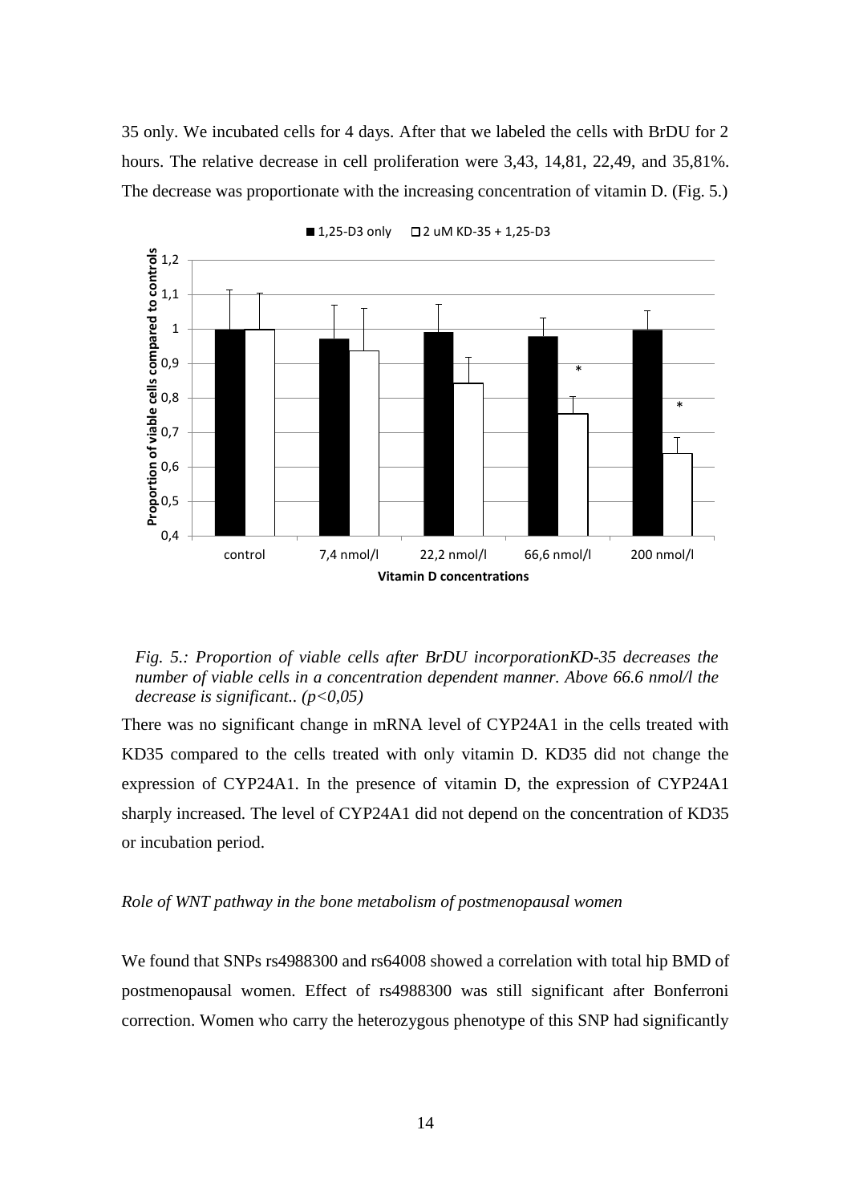35 only. We incubated cells for 4 days. After that we labeled the cells with BrDU for 2 hours. The relative decrease in cell proliferation were 3,43, 14,81, 22,49, and 35,81%. The decrease was proportionate with the increasing concentration of vitamin D. (Fig. 5.)

*Fig. 5.: Proportion of viable cells after BrDU incorporationKD-35 decreases the number of viable cells in a concentration dependent manner. Above 66.6 nmol/l the decrease is significant.. (p<0,05)*

There was no significant change in mRNA level of CYP24A1 in the cells treated with KD35 compared to the cells treated with only vitamin D. KD35 did not change the expression of CYP24A1. In the presence of vitamin D, the expression of CYP24A1 sharply increased. The level of CYP24A1 did not depend on the concentration of KD35 or incubation period.

*Role of WNT pathway in the bone metabolism of postmenopausal women*

We found that SNPs rs4988300 and rs64008 showed a correlation with total hip BMD of postmenopausal women. Effect of rs4988300 was still significant after Bonferroni correction. Women who carry the heterozygous phenotype of this SNP had significantly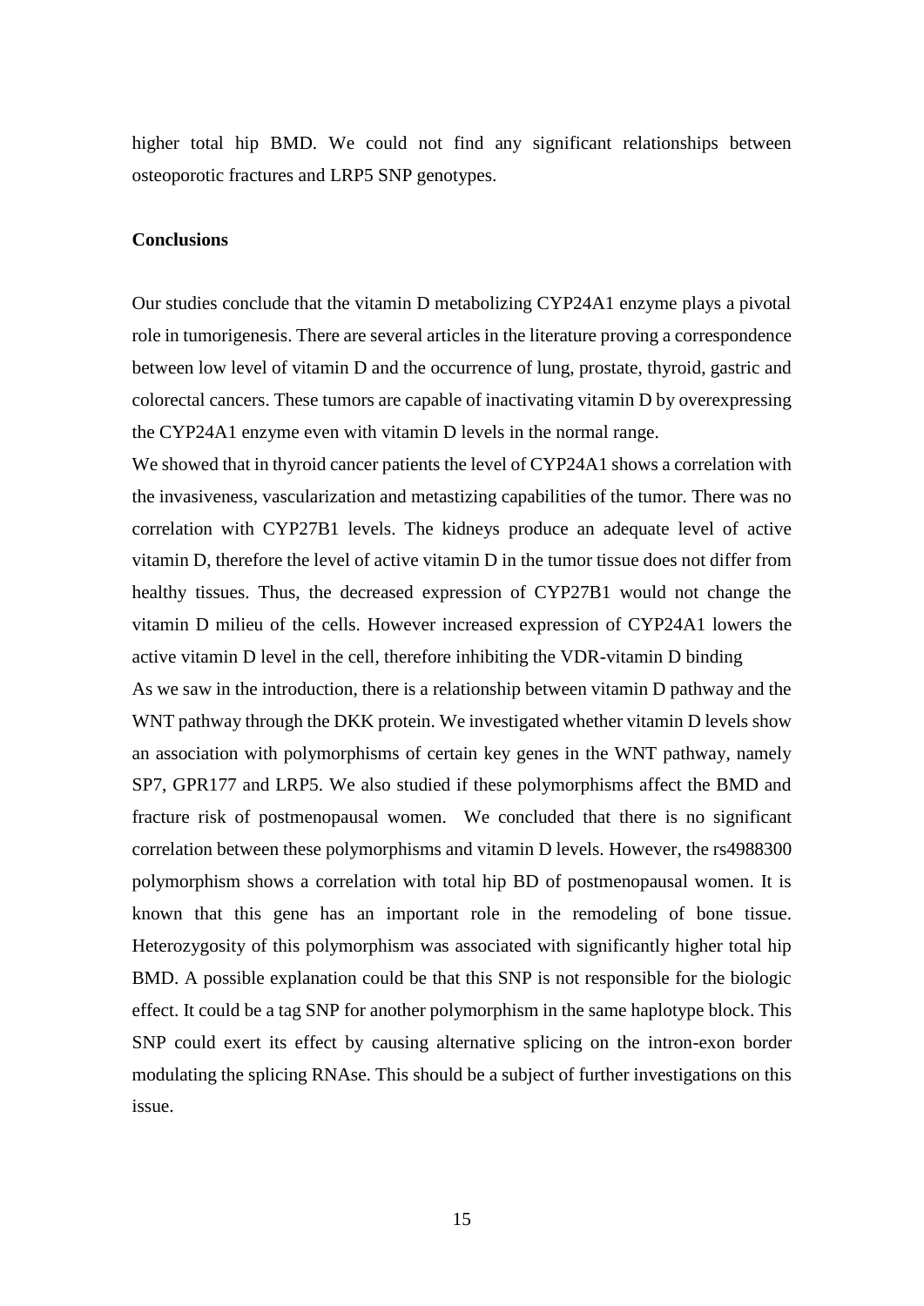higher total hip BMD. We could not find any significant relationships between osteoporotic fractures and LRP5 SNP genotypes.

**Conclusions**

Our studies conclude that the vitamin D metabolizing CYP24A1 enzyme plays a pivotal role in tumorigenesis. There are several articles in the literature proving a correspondence between low level of vitamin D and the occurrence of lung, prostate, thyroid, gastric and colorectal cancers. These tumors are capable of inactivating vitamin D by overexpressing the CYP24A1 enzyme even with vitamin D levels in the normal range.

We showed that in thyroid cancer patients the level of CYP24A1 shows a correlation with the invasiveness, vascularization and metastizing capabilities of the tumor. There was no correlation with CYP27B1 levels. The kidneys produce an adequate level of active vitamin D, therefore the level of active vitamin D in the tumor tissue does not differ from healthy tissues. Thus, the decreased expression of CYP27B1 would not change the vitamin D milieu of the cells. However increased expression of CYP24A1 lowers the active vitamin D level in the cell, therefore inhibiting the VDR-vitamin D binding

As we saw in the introduction, there is a relationship between vitamin D pathway and the WNT pathway through the DKK protein. We investigated whether vitamin D levels show an association with polymorphisms of certain key genes in the WNT pathway, namely SP7, GPR177 and LRP5. We also studied if these polymorphisms affect the BMD and fracture risk of postmenopausal women. We concluded that there is no significant correlation between these polymorphisms and vitamin D levels. However, the rs4988300 polymorphism shows a correlation with total hip BD of postmenopausal women. It is known that this gene has an important role in the remodeling of bone tissue. Heterozygosity of this polymorphism was associated with significantly higher total hip BMD. A possible explanation could be that this SNP is not responsible for the biologic effect. It could be a tag SNP for another polymorphism in the same haplotype block. This SNP could exert its effect by causing alternative splicing on the intron-exon border modulating the splicing RNAse. This should be a subject of further investigations on this issue.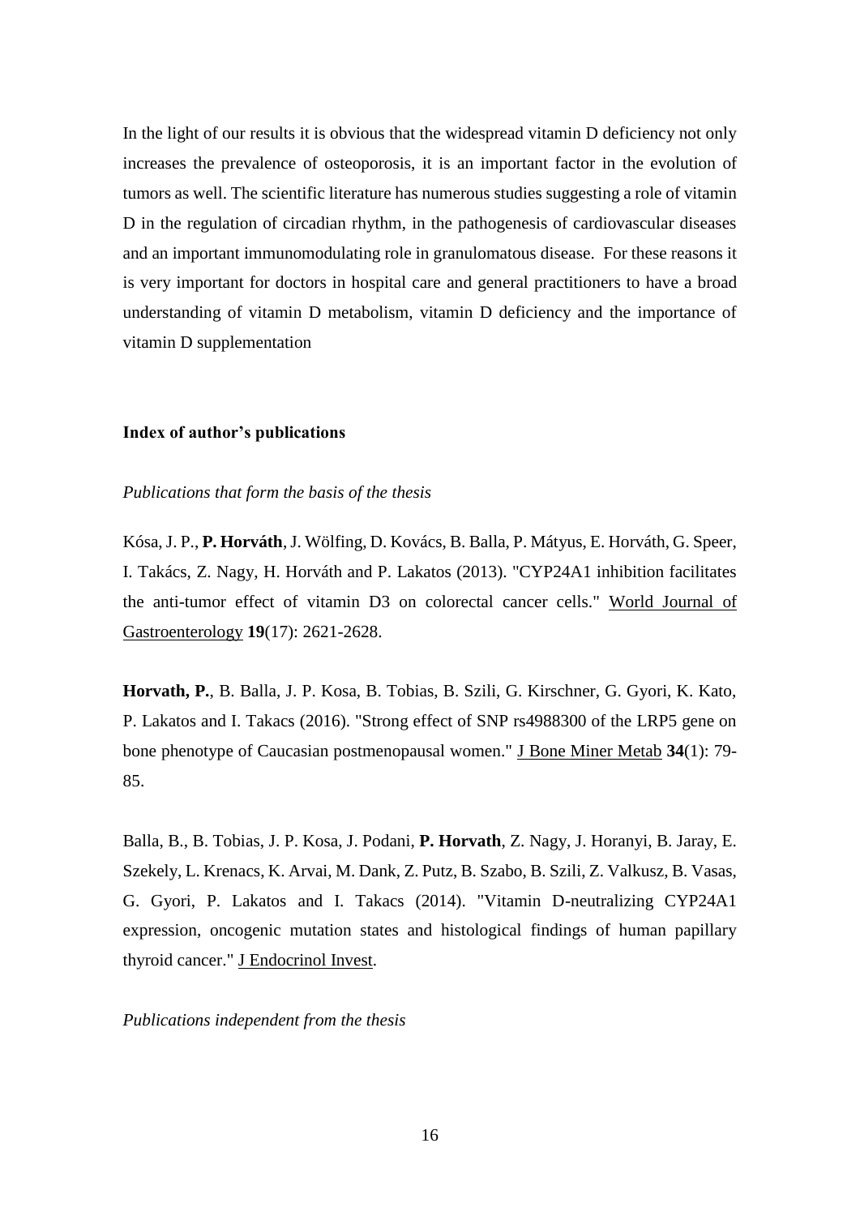In the light of our results it is obvious that the widespread vitamin D deficiency not only increases the prevalence of osteoporosis, it is an important factor in the evolution of tumors as well. The scientific literature has numerous studies suggesting a role of vitamin D in the regulation of circadian rhythm, in the pathogenesis of cardiovascular diseases and an important immunomodulating role in granulomatous disease. For these reasons it is very important for doctors in hospital care and general practitioners to have a broad understanding of vitamin D metabolism, vitamin D deficiency and the importance of vitamin D supplementation

### Index of author's publications

*Publications that form the basis of the thesis*

Kósa, J. P., **P. Horváth**, J. Wölfing, D. Kovács, B. Balla, P. Mátyus, E. Horváth, G. Speer, I. Takács, Z. Nagy, H. Horváth and P. Lakatos (2013). "CYP24A1 inhibition facilitates the anti-tumor effect of vitamin D3 on colorectal cancer cells." World Journal of Gastroenterology **19**(17): 2621-2628.

**Horvath, P.**, B. Balla, J. P. Kosa, B. Tobias, B. Szili, G. Kirschner, G. Gyori, K. Kato, P. Lakatos and I. Takacs (2016). "Strong effect of SNP rs4988300 of the LRP5 gene on bone phenotype of Caucasian postmenopausal women." J Bone Miner Metab **34**(1): 79-85.

Balla, B., B. Tobias, J. P. Kosa, J. Podani, **P. Horvath**, Z. Nagy, J. Horanyi, B. Jaray, E. Szekely, L. Krenacs, K. Arvai, M. Dank, Z. Putz, B. Szabo, B. Szili, Z. Valkusz, B. Vasas, G. Gyori, P. Lakatos and I. Takacs (2014). "Vitamin D-neutralizing CYP24A1 expression, oncogenic mutation states and histological findings of human papillary thyroid cancer." J Endocrinol Invest.

*Publications independent from the thesis*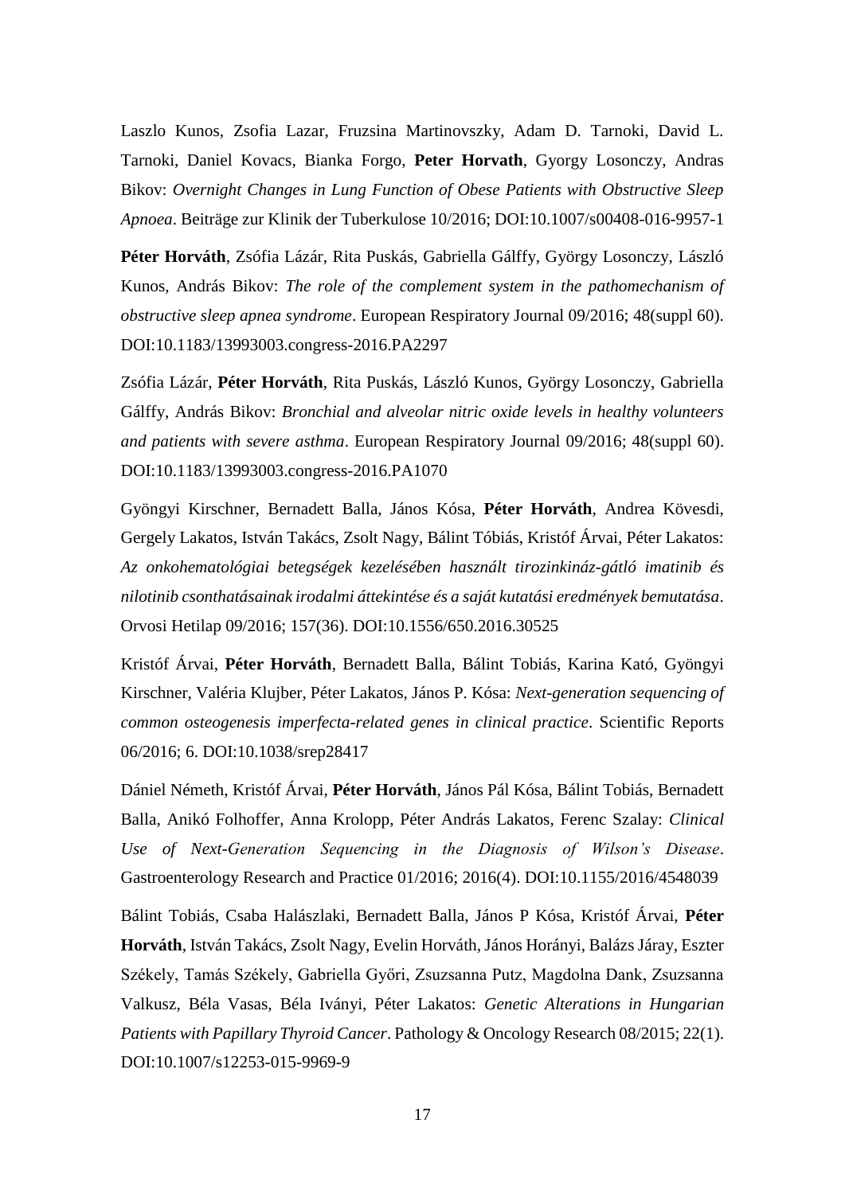Laszlo Kunos, Zsofia Lazar, Fruzsina Martinovszky, Adam D. Tarnoki, David L. Tarnoki, Daniel Kovacs, Bianka Forgo, **Peter Horvath**, Gyorgy Losonczy, Andras Bikov: *Overnight Changes in Lung Function of Obese Patients with Obstructive Sleep Apnoea*. Beiträge zur Klinik der Tuberkulose 10/2016; DOI:10.1007/s00408-016-9957-1

**Péter Horváth**, Zsófia Lázár, Rita Puskás, Gabriella Gálffy, György Losonczy, László Kunos, András Bikov: *The role of the complement system in the pathomechanism of obstructive sleep apnea syndrome*. European Respiratory Journal 09/2016; 48(suppl 60). DOI:10.1183/13993003.congress-2016.PA2297

Zsófia Lázár, **Péter Horváth**, Rita Puskás, László Kunos, György Losonczy, Gabriella Gálffy, András Bikov: *Bronchial and alveolar nitric oxide levels in healthy volunteers and patients with severe asthma*. European Respiratory Journal 09/2016; 48(suppl 60). DOI:10.1183/13993003.congress-2016.PA1070

Gyöngyi Kirschner, Bernadett Balla, János Kósa, **Péter Horváth**, Andrea Kövesdi, Gergely Lakatos, István Takács, Zsolt Nagy, Bálint Tóbiás, Kristóf Árvai, Péter Lakatos: *Az onkohematológiai betegségek kezelésében használt tirozinkináz-gátló imatinib és nilotinib csonthatásainak irodalmi áttekintése és a saját kutatási eredmények bemutatása*. Orvosi Hetilap 09/2016; 157(36). DOI:10.1556/650.2016.30525

Kristóf Árvai, **Péter Horváth**, Bernadett Balla, Bálint Tobiás, Karina Kató, Gyöngyi Kirschner, Valéria Klujber, Péter Lakatos, János P. Kósa: *Next-generation sequencing of common osteogenesis imperfecta-related genes in clinical practice*. Scientific Reports 06/2016; 6. DOI:10.1038/srep28417

Dániel Németh, Kristóf Árvai, **Péter Horváth**, János Pál Kósa, Bálint Tobiás, Bernadett Balla, Anikó Folhoffer, Anna Krolopp, Péter András Lakatos, Ferenc Szalay: *Clinical Use of Next-Generation Sequencing in the Diagnosis of Wilson's Disease*. Gastroenterology Research and Practice 01/2016; 2016(4). DOI:10.1155/2016/4548039

Bálint Tobiás, Csaba Halászlaki, Bernadett Balla, János P Kósa, Kristóf Árvai, **Péter Horváth**, István Takács, Zsolt Nagy, Evelin Horváth, János Horányi, Balázs Járay, Eszter Székely, Tamás Székely, Gabriella Győri, Zsuzsanna Putz, Magdolna Dank, Zsuzsanna Valkusz, Béla Vasas, Béla Iványi, Péter Lakatos: *Genetic Alterations in Hungarian Patients with Papillary Thyroid Cancer*. Pathology & Oncology Research 08/2015; 22(1). DOI:10.1007/s12253-015-9969-9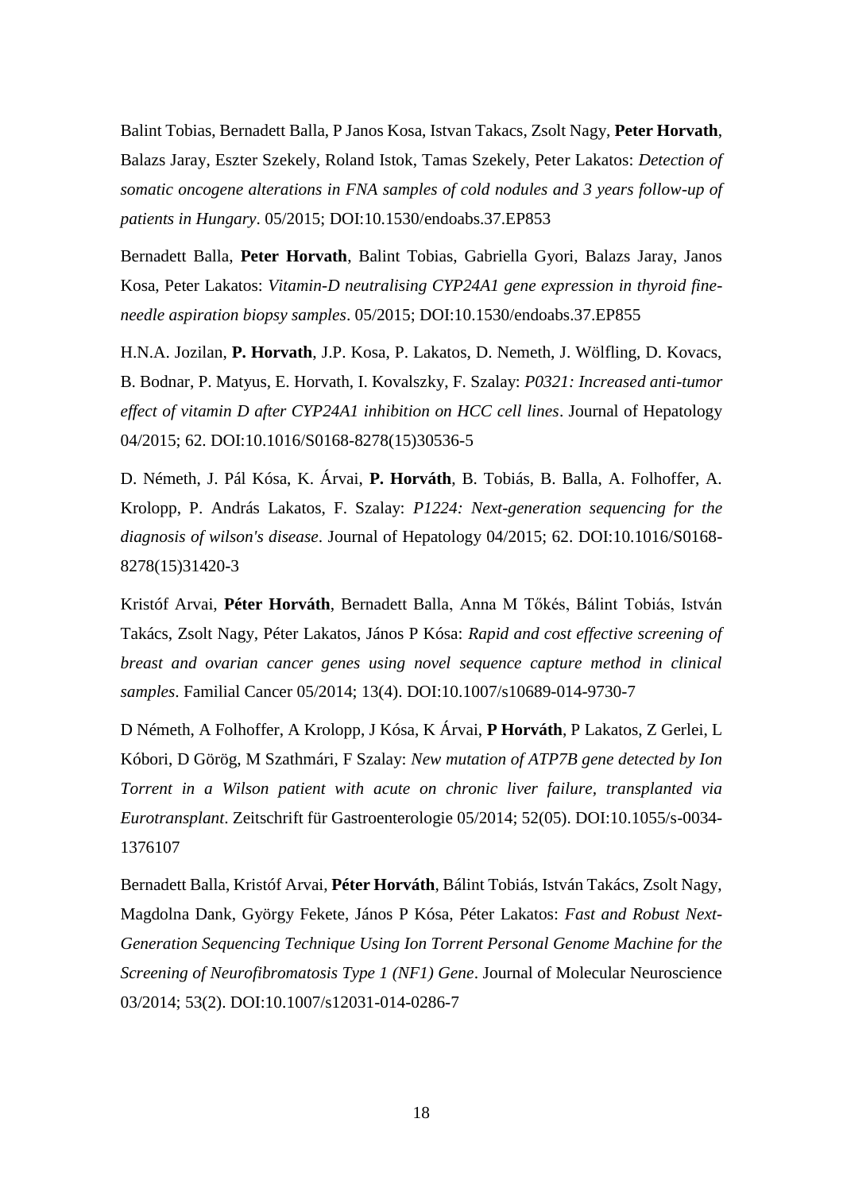Balint Tobias, Bernadett Balla, P Janos Kosa, Istvan Takacs, Zsolt Nagy, **Peter Horvath**, Balazs Jaray, Eszter Szekely, Roland Istok, Tamas Szekely, Peter Lakatos: *Detection of somatic oncogene alterations in FNA samples of cold nodules and 3 years follow-up of patients in Hungary*. 05/2015; DOI:10.1530/endoabs.37.EP853

Bernadett Balla, **Peter Horvath**, Balint Tobias, Gabriella Gyori, Balazs Jaray, Janos Kosa, Peter Lakatos: *Vitamin-D neutralising CYP24A1 gene expression in thyroid fine-needle aspiration biopsy samples*. 05/2015; DOI:10.1530/endoabs.37.EP855

H.N.A. Jozilan, **P. Horvath**, J.P. Kosa, P. Lakatos, D. Nemeth, J. Wölfling, D. Kovacs, B. Bodnar, P. Matyus, E. Horvath, I. Kovalszky, F. Szalay: *P0321: Increased anti-tumor effect of vitamin D after CYP24A1 inhibition on HCC cell lines*. Journal of Hepatology 04/2015; 62. DOI:10.1016/S0168-8278(15)30536-5

D. Németh, J. Pál Kósa, K. Árvai, **P. Horváth**, B. Tobiás, B. Balla, A. Folhoffer, A. Krolopp, P. András Lakatos, F. Szalay: *P1224: Next-generation sequencing for the diagnosis of wilson's disease*. Journal of Hepatology 04/2015; 62. DOI:10.1016/S0168-8278(15)31420-3

Kristóf Arvai, **Péter Horváth**, Bernadett Balla, Anna M Tőkés, Bálint Tobiás, István Takács, Zsolt Nagy, Péter Lakatos, János P Kósa: *Rapid and cost effective screening of breast and ovarian cancer genes using novel sequence capture method in clinical samples*. Familial Cancer 05/2014; 13(4). DOI:10.1007/s10689-014-9730-7

D Németh, A Folhoffer, A Krolopp, J Kósa, K Árvai, **P Horváth**, P Lakatos, Z Gerlei, L Kóbori, D Görög, M Szathmári, F Szalay: *New mutation of ATP7B gene detected by Ion Torrent in a Wilson patient with acute on chronic liver failure, transplanted via Eurotransplant*. Zeitschrift für Gastroenterologie 05/2014; 52(05). DOI:10.1055/s-0034-1376107

Bernadett Balla, Kristóf Arvai, **Péter Horváth**, Bálint Tobiás, István Takács, Zsolt Nagy, Magdolna Dank, György Fekete, János P Kósa, Péter Lakatos: *Fast and Robust Next-Generation Sequencing Technique Using Ion Torrent Personal Genome Machine for the Screening of Neurofibromatosis Type 1 (NF1) Gene*. Journal of Molecular Neuroscience 03/2014; 53(2). DOI:10.1007/s12031-014-0286-7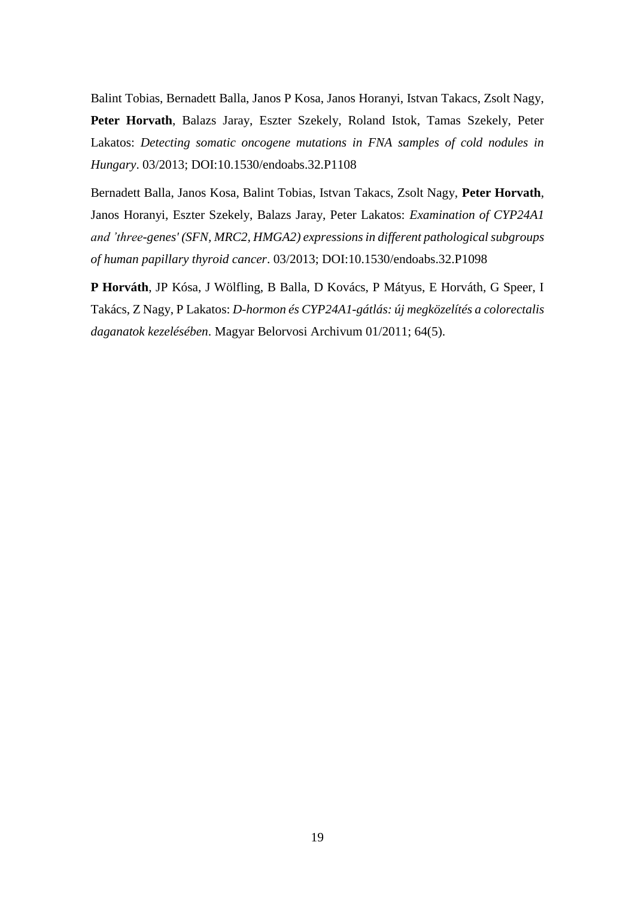Balint Tobias, Bernadett Balla, Janos P Kosa, Janos Horanyi, Istvan Takacs, Zsolt Nagy, **Peter Horvath**, Balazs Jaray, Eszter Szekely, Roland Istok, Tamas Szekely, Peter Lakatos: *Detecting somatic oncogene mutations in FNA samples of cold nodules in Hungary*. 03/2013; DOI:10.1530/endoabs.32.P1108

Bernadett Balla, Janos Kosa, Balint Tobias, Istvan Takacs, Zsolt Nagy, **Peter Horvath**, Janos Horanyi, Eszter Szekely, Balazs Jaray, Peter Lakatos: *Examination of CYP24A1 and 'three-genes' (SFN, MRC2, HMGA2) expressions in different pathological subgroups of human papillary thyroid cancer*. 03/2013; DOI:10.1530/endoabs.32.P1098

**P Horváth**, JP Kósa, J Wölfling, B Balla, D Kovács, P Mátyus, E Horváth, G Speer, I Takács, Z Nagy, P Lakatos: *D-hormon és CYP24A1-gátlás: új megközelítés a colorectalis daganatok kezelésében*. Magyar Belorvosi Archivum 01/2011; 64(5).